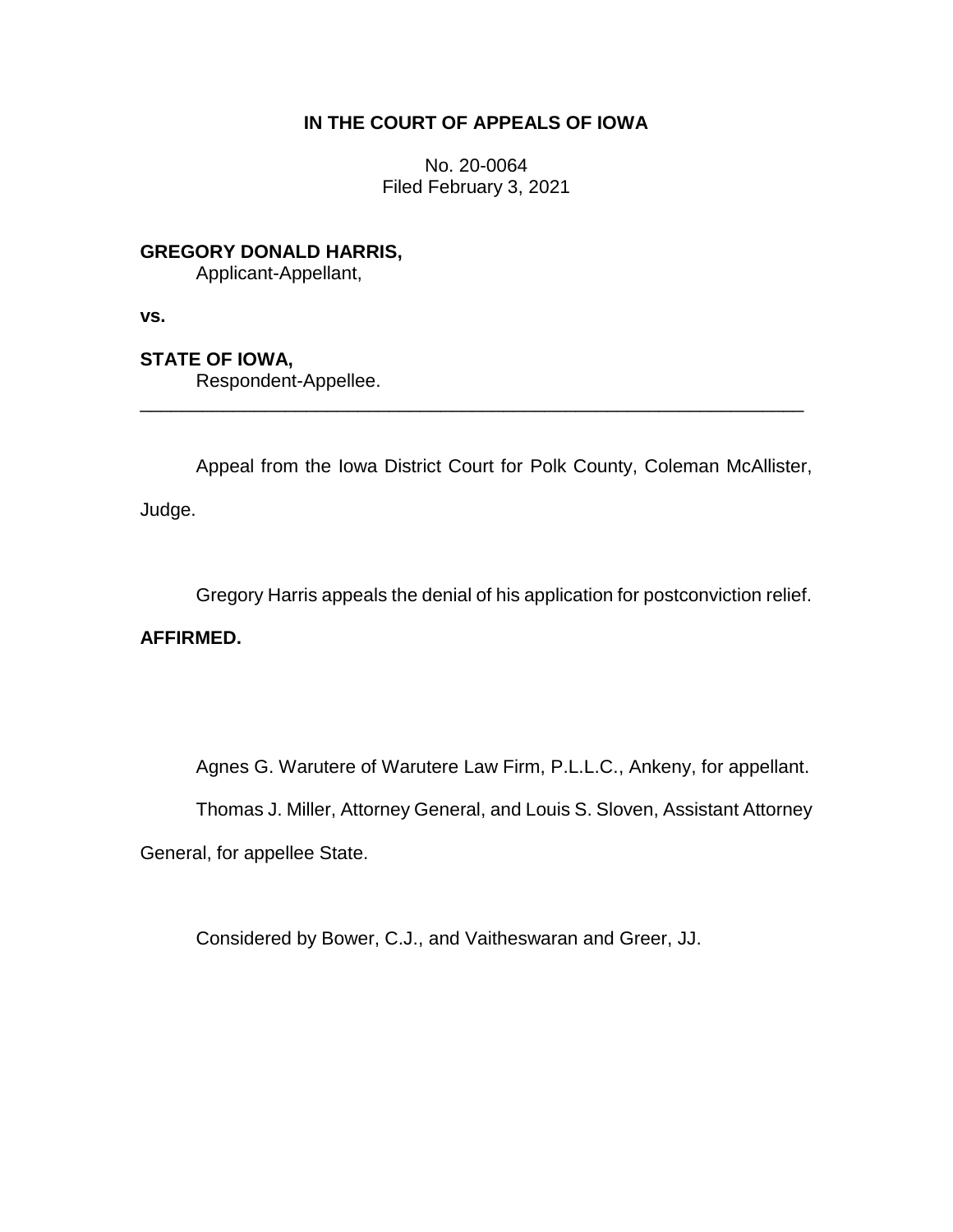# IN THE COURT OF APPEALS OF IOWA

No. 20-0064
Filed February 3, 2021

**GREGORY DONALD HARRIS,**
Applicant-Appellant,

**vs.**

**STATE OF IOWA,**
Respondent-Appellee.

---

Appeal from the Iowa District Court for Polk County, Coleman McAllister, Judge.

Gregory Harris appeals the denial of his application for postconviction relief.

**AFFIRMED.**

Agnes G. Warutere of Warutere Law Firm, P.L.L.C., Ankeny, for appellant.

Thomas J. Miller, Attorney General, and Louis S. Sloven, Assistant Attorney General, for appellee State.

Considered by Bower, C.J., and Vaitheswaran and Greer, JJ.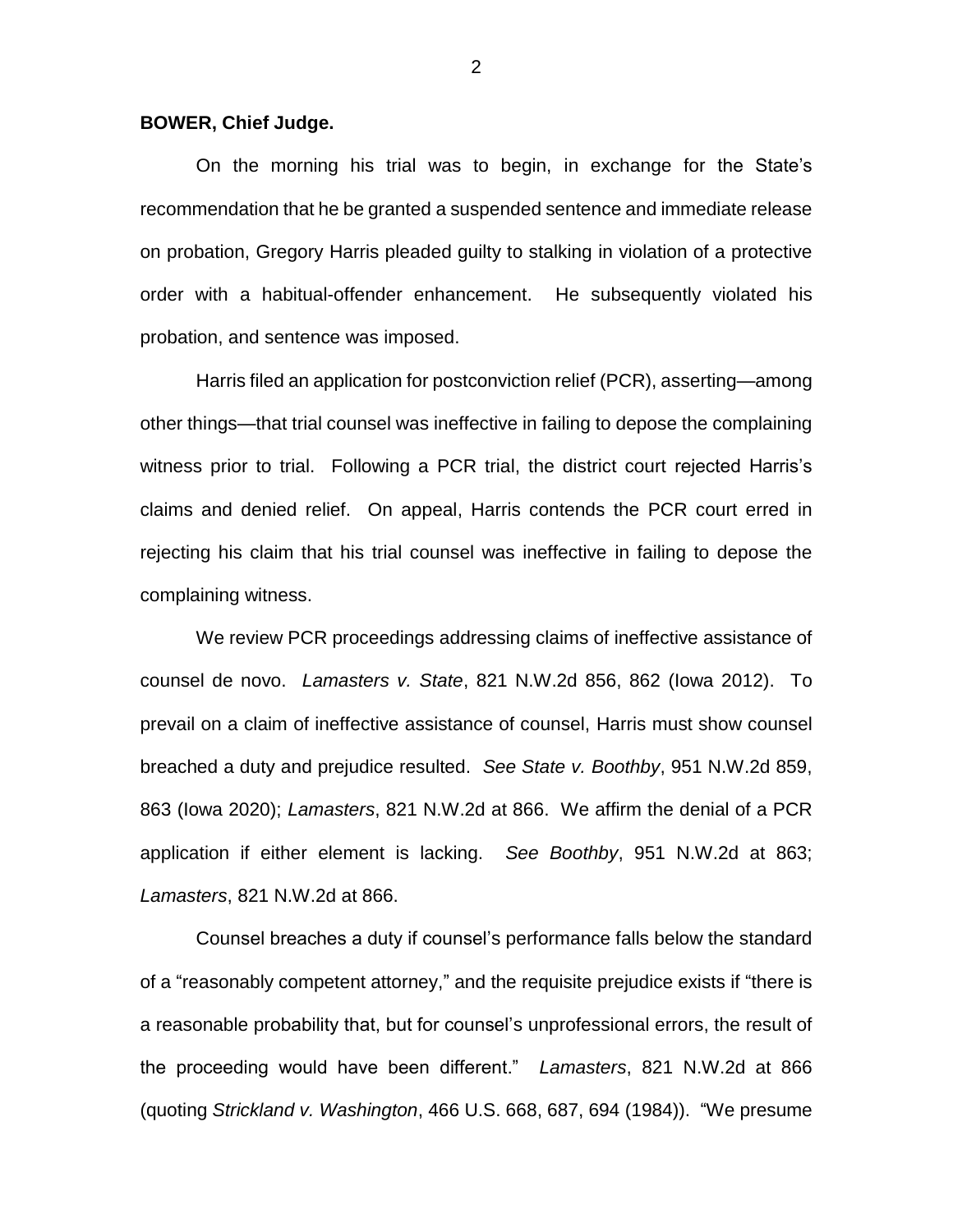**BOWER, Chief Judge.**

On the morning his trial was to begin, in exchange for the State's recommendation that he be granted a suspended sentence and immediate release on probation, Gregory Harris pleaded guilty to stalking in violation of a protective order with a habitual-offender enhancement. He subsequently violated his probation, and sentence was imposed.

Harris filed an application for postconviction relief (PCR), asserting—among other things—that trial counsel was ineffective in failing to depose the complaining witness prior to trial. Following a PCR trial, the district court rejected Harris's claims and denied relief. On appeal, Harris contends the PCR court erred in rejecting his claim that his trial counsel was ineffective in failing to depose the complaining witness.

We review PCR proceedings addressing claims of ineffective assistance of counsel de novo. *Lamasters v. State*, 821 N.W.2d 856, 862 (Iowa 2012). To prevail on a claim of ineffective assistance of counsel, Harris must show counsel breached a duty and prejudice resulted. *See State v. Boothby*, 951 N.W.2d 859, 863 (Iowa 2020); *Lamasters*, 821 N.W.2d at 866. We affirm the denial of a PCR application if either element is lacking. *See Boothby*, 951 N.W.2d at 863; *Lamasters*, 821 N.W.2d at 866.

Counsel breaches a duty if counsel's performance falls below the standard of a "reasonably competent attorney," and the requisite prejudice exists if "there is a reasonable probability that, but for counsel's unprofessional errors, the result of the proceeding would have been different." *Lamasters*, 821 N.W.2d at 866 (quoting *Strickland v. Washington*, 466 U.S. 668, 687, 694 (1984)). "We presume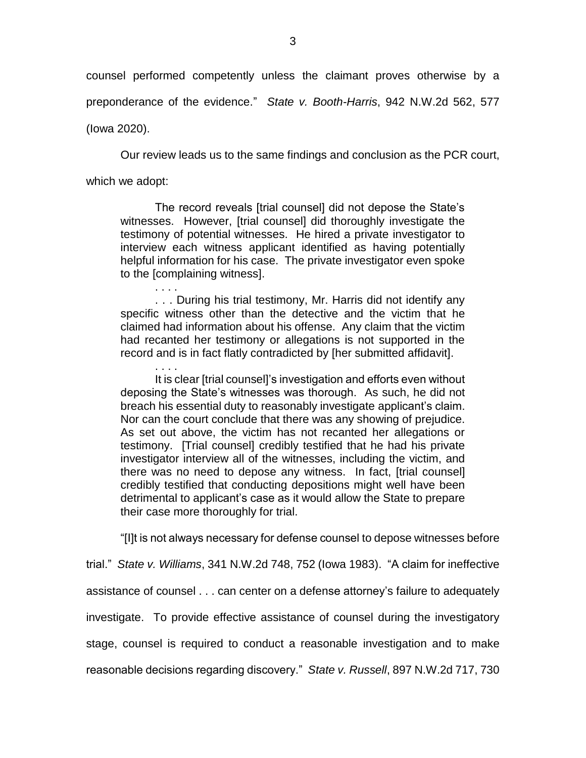counsel performed competently unless the claimant proves otherwise by a preponderance of the evidence." *State v. Booth-Harris*, 942 N.W.2d 562, 577 (Iowa 2020).

Our review leads us to the same findings and conclusion as the PCR court, which we adopt:

> The record reveals [trial counsel] did not depose the State's witnesses. However, [trial counsel] did thoroughly investigate the testimony of potential witnesses. He hired a private investigator to interview each witness applicant identified as having potentially helpful information for his case. The private investigator even spoke to the [complaining witness].
>
> . . . .
>
> . . . During his trial testimony, Mr. Harris did not identify any specific witness other than the detective and the victim that he claimed had information about his offense. Any claim that the victim had recanted her testimony or allegations is not supported in the record and is in fact flatly contradicted by [her submitted affidavit].
>
> . . . .
>
> It is clear [trial counsel]'s investigation and efforts even without deposing the State's witnesses was thorough. As such, he did not breach his essential duty to reasonably investigate applicant's claim. Nor can the court conclude that there was any showing of prejudice. As set out above, the victim has not recanted her allegations or testimony. [Trial counsel] credibly testified that he had his private investigator interview all of the witnesses, including the victim, and there was no need to depose any witness. In fact, [trial counsel] credibly testified that conducting depositions might well have been detrimental to applicant's case as it would allow the State to prepare their case more thoroughly for trial.

"[I]t is not always necessary for defense counsel to depose witnesses before trial." *State v. Williams*, 341 N.W.2d 748, 752 (Iowa 1983). "A claim for ineffective assistance of counsel . . . can center on a defense attorney's failure to adequately investigate. To provide effective assistance of counsel during the investigatory stage, counsel is required to conduct a reasonable investigation and to make reasonable decisions regarding discovery." *State v. Russell*, 897 N.W.2d 717, 730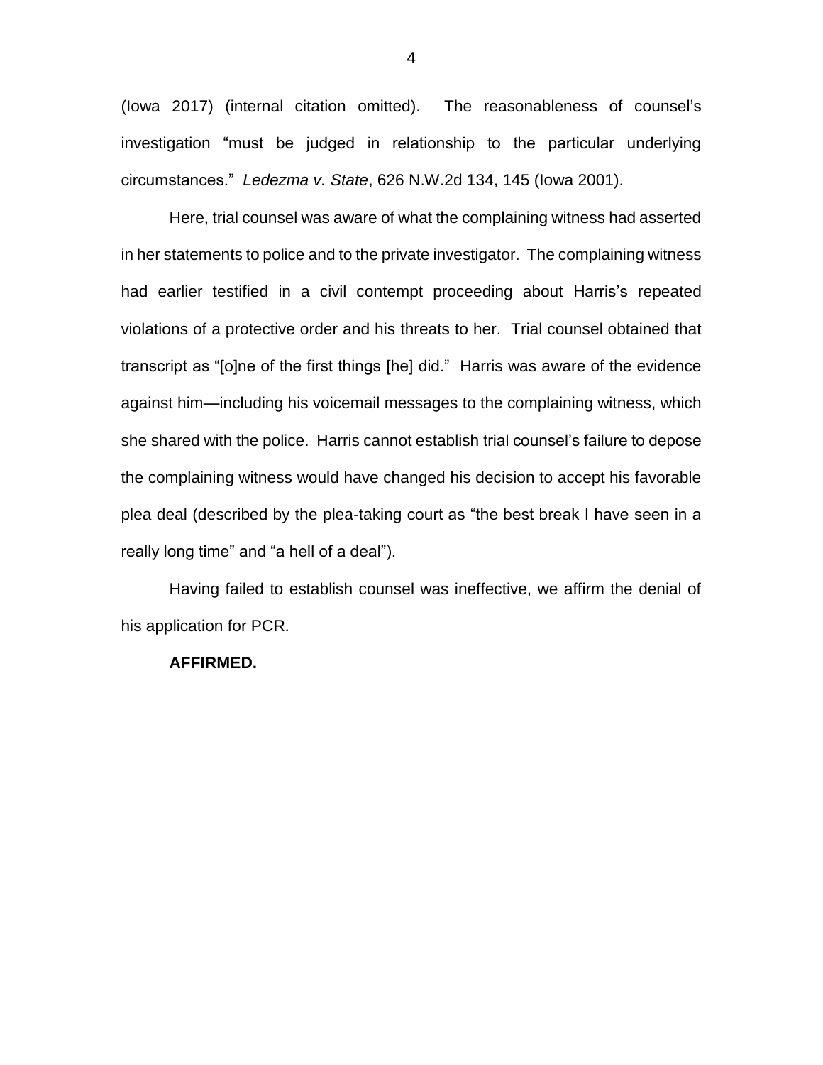(Iowa 2017) (internal citation omitted). The reasonableness of counsel's investigation "must be judged in relationship to the particular underlying circumstances." *Ledezma v. State*, 626 N.W.2d 134, 145 (Iowa 2001).

Here, trial counsel was aware of what the complaining witness had asserted in her statements to police and to the private investigator. The complaining witness had earlier testified in a civil contempt proceeding about Harris's repeated violations of a protective order and his threats to her. Trial counsel obtained that transcript as "[o]ne of the first things [he] did." Harris was aware of the evidence against him—including his voicemail messages to the complaining witness, which she shared with the police. Harris cannot establish trial counsel's failure to depose the complaining witness would have changed his decision to accept his favorable plea deal (described by the plea-taking court as "the best break I have seen in a really long time" and "a hell of a deal").

Having failed to establish counsel was ineffective, we affirm the denial of his application for PCR.

**AFFIRMED.**